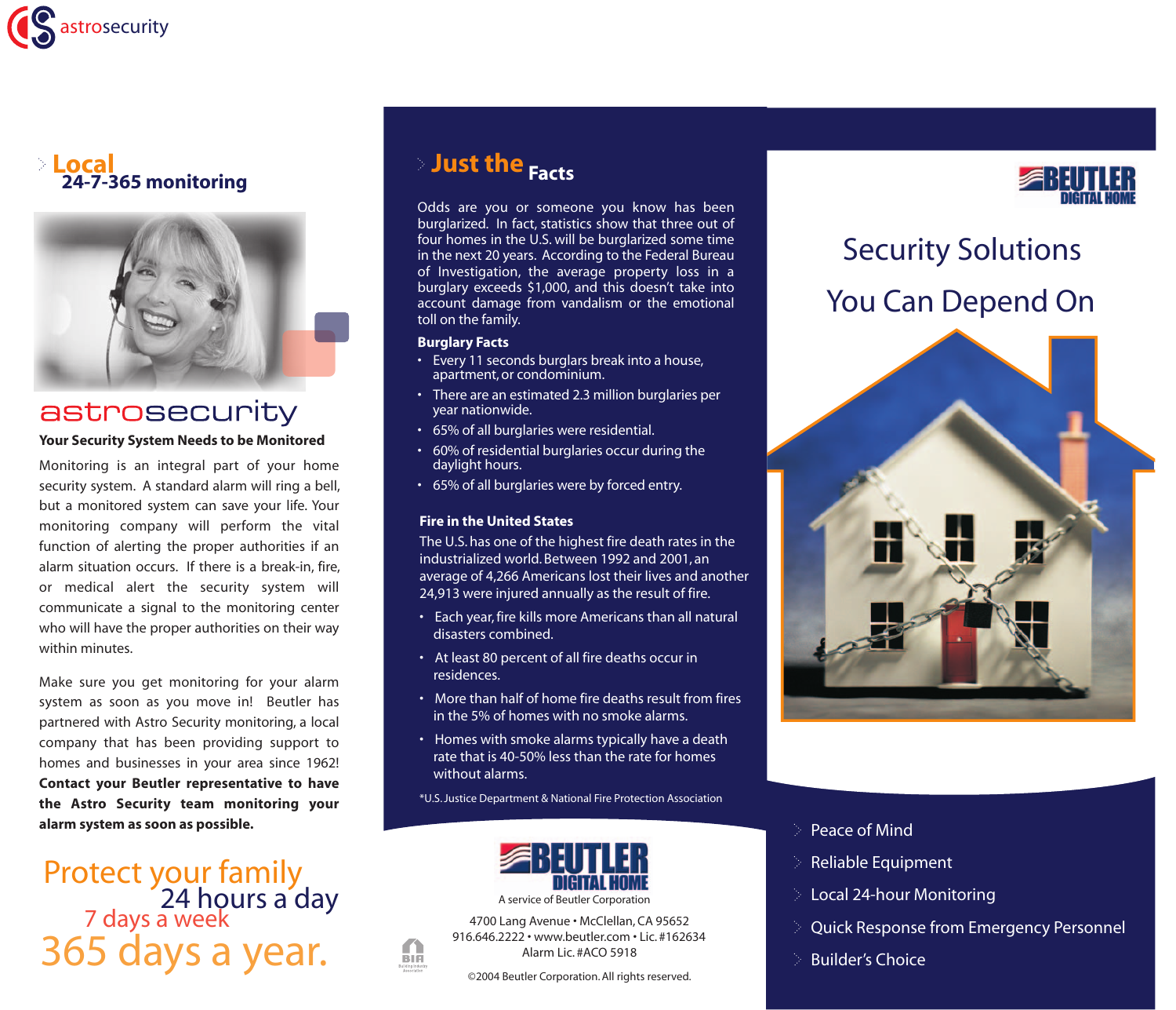astrosecurity

## Local 24-7-365 monitoring

astrosecurity

**Your Security System Needs to be Monitored**

Monitoring is an integral part of your home security system. A standard alarm will ring a bell, but a monitored system can save your life. Your monitoring company will perform the vital function of alerting the proper authorities if an alarm situation occurs. If there is a break-in, fire, or medical alert the security system will communicate a signal to the monitoring center who will have the proper authorities on their way within minutes.

Make sure you get monitoring for your alarm system as soon as you move in! Beutler has partnered with Astro Security monitoring, a local company that has been providing support to homes and businesses in your area since 1962! **Contact your Beutler representative to have the Astro Security team monitoring your alarm system as soon as possible.**

Protect your family
24 hours a day
7 days a week
365 days a year.

## Just the Facts

Odds are you or someone you know has been burglarized. In fact, statistics show that three out of four homes in the U.S. will be burglarized some time in the next 20 years. According to the Federal Bureau of Investigation, the average property loss in a burglary exceeds $1,000, and this doesn't take into account damage from vandalism or the emotional toll on the family.

**Burglary Facts**

- Every 11 seconds burglars break into a house, apartment, or condominium.
- There are an estimated 2.3 million burglaries per year nationwide.
- 65% of all burglaries were residential.
- 60% of residential burglaries occur during the daylight hours.
- 65% of all burglaries were by forced entry.

**Fire in the United States**

The U.S. has one of the highest fire death rates in the industrialized world. Between 1992 and 2001, an average of 4,266 Americans lost their lives and another 24,913 were injured annually as the result of fire.

- Each year, fire kills more Americans than all natural disasters combined.
- At least 80 percent of all fire deaths occur in residences.
- More than half of home fire deaths result from fires in the 5% of homes with no smoke alarms.
- Homes with smoke alarms typically have a death rate that is 40-50% less than the rate for homes without alarms.

*U.S. Justice Department & National Fire Protection Association

BEUTLER DIGITAL HOME

A service of Beutler Corporation

4700 Lang Avenue • McClellan, CA 95652
916.646.2222 • www.beutler.com • Lic. #162634
Alarm Lic. #ACO 5918

BIA Building Industry Association

©2004 Beutler Corporation. All rights reserved.

BEUTLER DIGITAL HOME

# Security Solutions You Can Depend On

- Peace of Mind
- Reliable Equipment
- Local 24-hour Monitoring
- Quick Response from Emergency Personnel
- Builder's Choice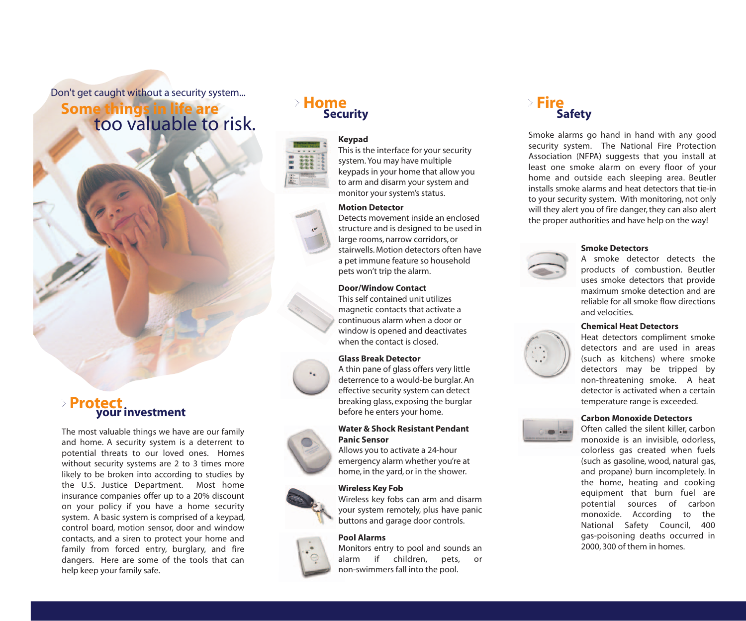Don't get caught without a security system...

# Some things in life are too valuable to risk.

## Protect your investment

The most valuable things we have are our family and home. A security system is a deterrent to potential threats to our loved ones. Homes without security systems are 2 to 3 times more likely to be broken into according to studies by the U.S. Justice Department. Most home insurance companies offer up to a 20% discount on your policy if you have a home security system. A basic system is comprised of a keypad, control board, motion sensor, door and window contacts, and a siren to protect your home and family from forced entry, burglary, and fire dangers. Here are some of the tools that can help keep your family safe.

## Home Security

**Keypad**
This is the interface for your security system. You may have multiple keypads in your home that allow you to arm and disarm your system and monitor your system's status.

**Motion Detector**
Detects movement inside an enclosed structure and is designed to be used in large rooms, narrow corridors, or stairwells. Motion detectors often have a pet immune feature so household pets won't trip the alarm.

**Door/Window Contact**
This self contained unit utilizes magnetic contacts that activate a continuous alarm when a door or window is opened and deactivates when the contact is closed.

**Glass Break Detector**
A thin pane of glass offers very little deterrence to a would-be burglar. An effective security system can detect breaking glass, exposing the burglar before he enters your home.

**Water & Shock Resistant Pendant Panic Sensor**
Allows you to activate a 24-hour emergency alarm whether you're at home, in the yard, or in the shower.

**Wireless Key Fob**
Wireless key fobs can arm and disarm your system remotely, plus have panic buttons and garage door controls.

**Pool Alarms**
Monitors entry to pool and sounds an alarm if children, pets, or non-swimmers fall into the pool.

## Fire Safety

Smoke alarms go hand in hand with any good security system. The National Fire Protection Association (NFPA) suggests that you install at least one smoke alarm on every floor of your home and outside each sleeping area. Beutler installs smoke alarms and heat detectors that tie-in to your security system. With monitoring, not only will they alert you of fire danger, they can also alert the proper authorities and have help on the way!

**Smoke Detectors**
A smoke detector detects the products of combustion. Beutler uses smoke detectors that provide maximum smoke detection and are reliable for all smoke flow directions and velocities.

**Chemical Heat Detectors**
Heat detectors compliment smoke detectors and are used in areas (such as kitchens) where smoke detectors may be tripped by non-threatening smoke. A heat detector is activated when a certain temperature range is exceeded.

**Carbon Monoxide Detectors**
Often called the silent killer, carbon monoxide is an invisible, odorless, colorless gas created when fuels (such as gasoline, wood, natural gas, and propane) burn incompletely. In the home, heating and cooking equipment that burn fuel are potential sources of carbon monoxide. According to the National Safety Council, 400 gas-poisoning deaths occurred in 2000, 300 of them in homes.